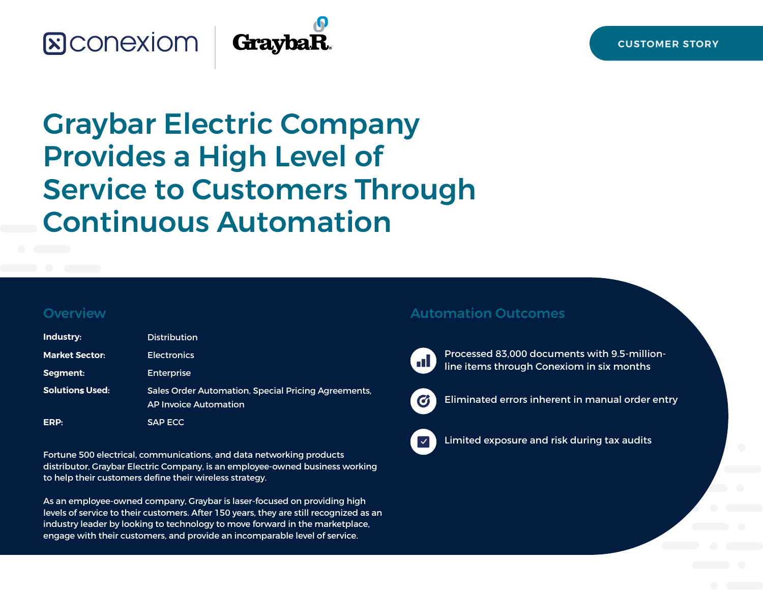CUSTOMER STORY

# Graybar Electric Company Provides a High Level of Service to Customers Through Continuous Automation

## Overview

| | |
|---|---|
| **Industry:** | Distribution |
| **Market Sector:** | Electronics |
| **Segment:** | Enterprise |
| **Solutions Used:** | Sales Order Automation, Special Pricing Agreements, AP Invoice Automation |
| **ERP:** | SAP ECC |

Fortune 500 electrical, communications, and data networking products distributor, Graybar Electric Company, is an employee-owned business working to help their customers define their wireless strategy.

As an employee-owned company, Graybar is laser-focused on providing high levels of service to their customers. After 150 years, they are still recognized as an industry leader by looking to technology to move forward in the marketplace, engage with their customers, and provide an incomparable level of service.

## Automation Outcomes

- Processed 83,000 documents with 9.5-million-line items through Conexiom in six months
- Eliminated errors inherent in manual order entry
- Limited exposure and risk during tax audits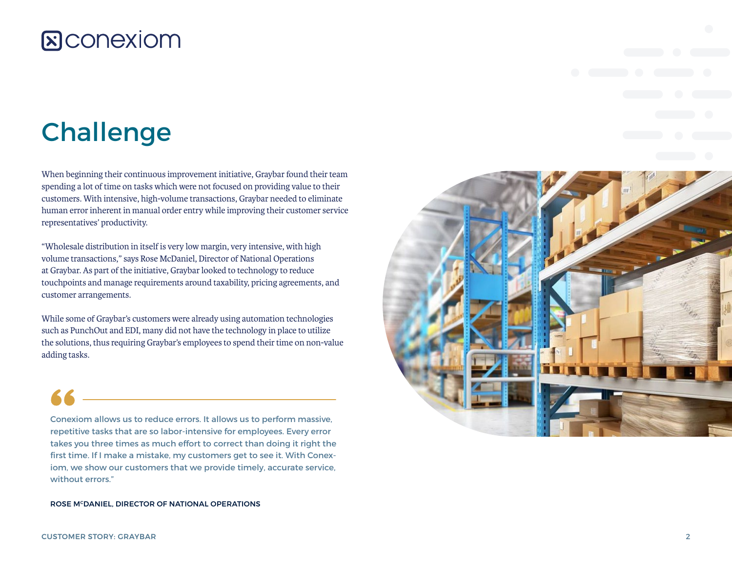# Challenge

When beginning their continuous improvement initiative, Graybar found their team spending a lot of time on tasks which were not focused on providing value to their customers. With intensive, high-volume transactions, Graybar needed to eliminate human error inherent in manual order entry while improving their customer service representatives' productivity.

"Wholesale distribution in itself is very low margin, very intensive, with high volume transactions," says Rose McDaniel, Director of National Operations at Graybar. As part of the initiative, Graybar looked to technology to reduce touchpoints and manage requirements around taxability, pricing agreements, and customer arrangements.

While some of Graybar's customers were already using automation technologies such as PunchOut and EDI, many did not have the technology in place to utilize the solutions, thus requiring Graybar's employees to spend their time on non-value adding tasks.

> "Conexiom allows us to reduce errors. It allows us to perform massive, repetitive tasks that are so labor-intensive for employees. Every error takes you three times as much effort to correct than doing it right the first time. If I make a mistake, my customers get to see it. With Conexiom, we show our customers that we provide timely, accurate service, without errors."
>
> **ROSE McDANIEL, DIRECTOR OF NATIONAL OPERATIONS**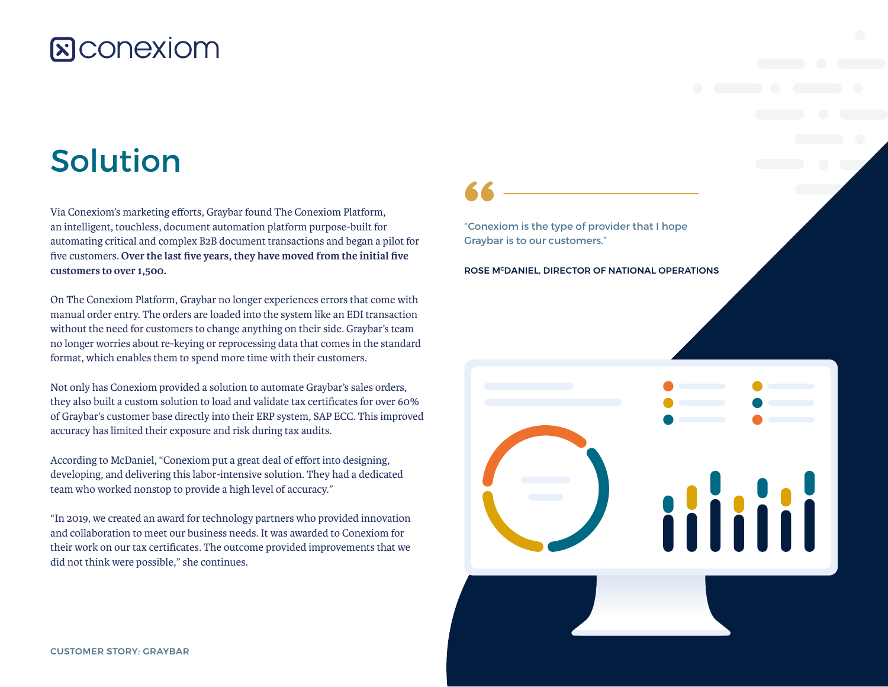# Solution

Via Conexiom's marketing efforts, Graybar found The Conexiom Platform, an intelligent, touchless, document automation platform purpose-built for automating critical and complex B2B document transactions and began a pilot for five customers. **Over the last five years, they have moved from the initial five customers to over 1,500.**

On The Conexiom Platform, Graybar no longer experiences errors that come with manual order entry. The orders are loaded into the system like an EDI transaction without the need for customers to change anything on their side. Graybar's team no longer worries about re-keying or reprocessing data that comes in the standard format, which enables them to spend more time with their customers.

Not only has Conexiom provided a solution to automate Graybar's sales orders, they also built a custom solution to load and validate tax certificates for over 60% of Graybar's customer base directly into their ERP system, SAP ECC. This improved accuracy has limited their exposure and risk during tax audits.

According to McDaniel, "Conexiom put a great deal of effort into designing, developing, and delivering this labor-intensive solution. They had a dedicated team who worked nonstop to provide a high level of accuracy."

"In 2019, we created an award for technology partners who provided innovation and collaboration to meet our business needs. It was awarded to Conexiom for their work on our tax certificates. The outcome provided improvements that we did not think were possible," she continues.

> "Conexiom is the type of provider that I hope Graybar is to our customers."
>
> ROSE McDANIEL, DIRECTOR OF NATIONAL OPERATIONS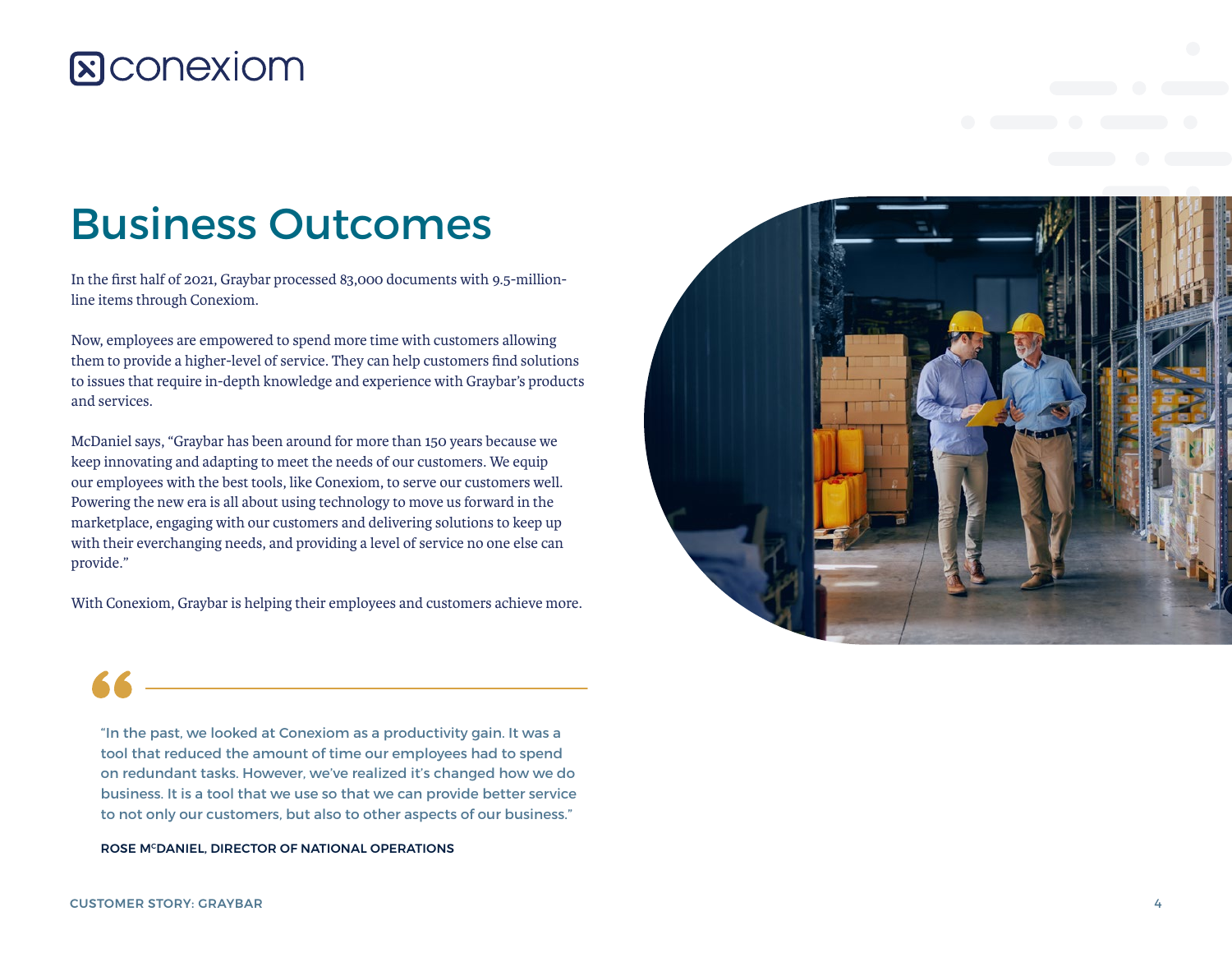# Business Outcomes

In the first half of 2021, Graybar processed 83,000 documents with 9.5-million-line items through Conexiom.

Now, employees are empowered to spend more time with customers allowing them to provide a higher-level of service. They can help customers find solutions to issues that require in-depth knowledge and experience with Graybar's products and services.

McDaniel says, "Graybar has been around for more than 150 years because we keep innovating and adapting to meet the needs of our customers. We equip our employees with the best tools, like Conexiom, to serve our customers well. Powering the new era is all about using technology to move us forward in the marketplace, engaging with our customers and delivering solutions to keep up with their everchanging needs, and providing a level of service no one else can provide."

With Conexiom, Graybar is helping their employees and customers achieve more.

> "In the past, we looked at Conexiom as a productivity gain. It was a tool that reduced the amount of time our employees had to spend on redundant tasks. However, we've realized it's changed how we do business. It is a tool that we use so that we can provide better service to not only our customers, but also to other aspects of our business."
>
> **ROSE McDANIEL, DIRECTOR OF NATIONAL OPERATIONS**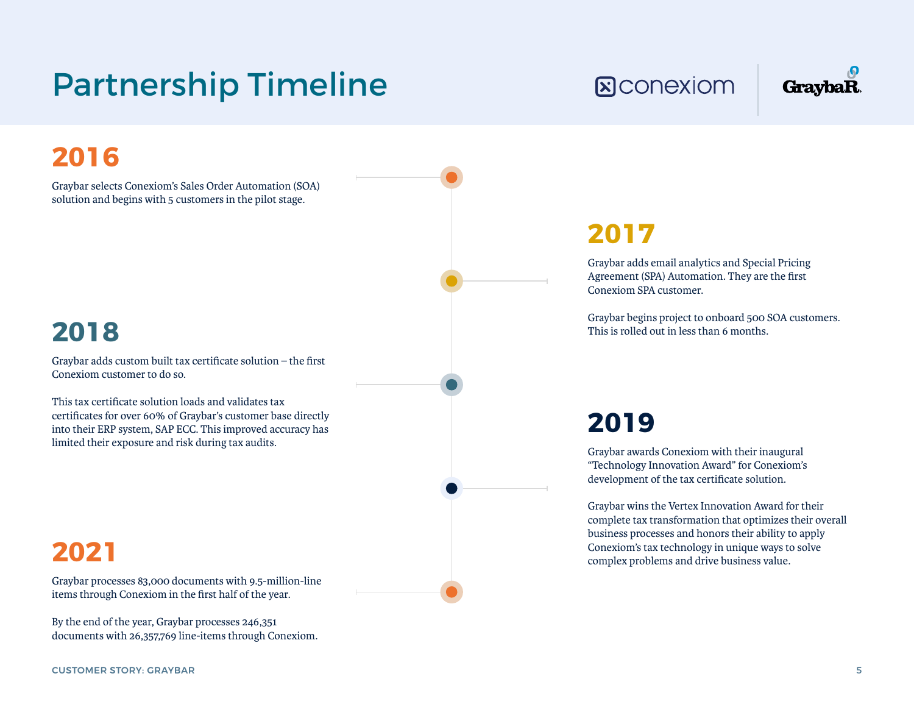# Partnership Timeline

## 2016

Graybar selects Conexiom's Sales Order Automation (SOA) solution and begins with 5 customers in the pilot stage.

## 2017

Graybar adds email analytics and Special Pricing Agreement (SPA) Automation. They are the first Conexiom SPA customer.

Graybar begins project to onboard 500 SOA customers. This is rolled out in less than 6 months.

## 2018

Graybar adds custom built tax certificate solution – the first Conexiom customer to do so.

This tax certificate solution loads and validates tax certificates for over 60% of Graybar's customer base directly into their ERP system, SAP ECC. This improved accuracy has limited their exposure and risk during tax audits.

## 2019

Graybar awards Conexiom with their inaugural "Technology Innovation Award" for Conexiom's development of the tax certificate solution.

Graybar wins the Vertex Innovation Award for their complete tax transformation that optimizes their overall business processes and honors their ability to apply Conexiom's tax technology in unique ways to solve complex problems and drive business value.

## 2021

Graybar processes 83,000 documents with 9.5-million-line items through Conexiom in the first half of the year.

By the end of the year, Graybar processes 246,351 documents with 26,357,769 line-items through Conexiom.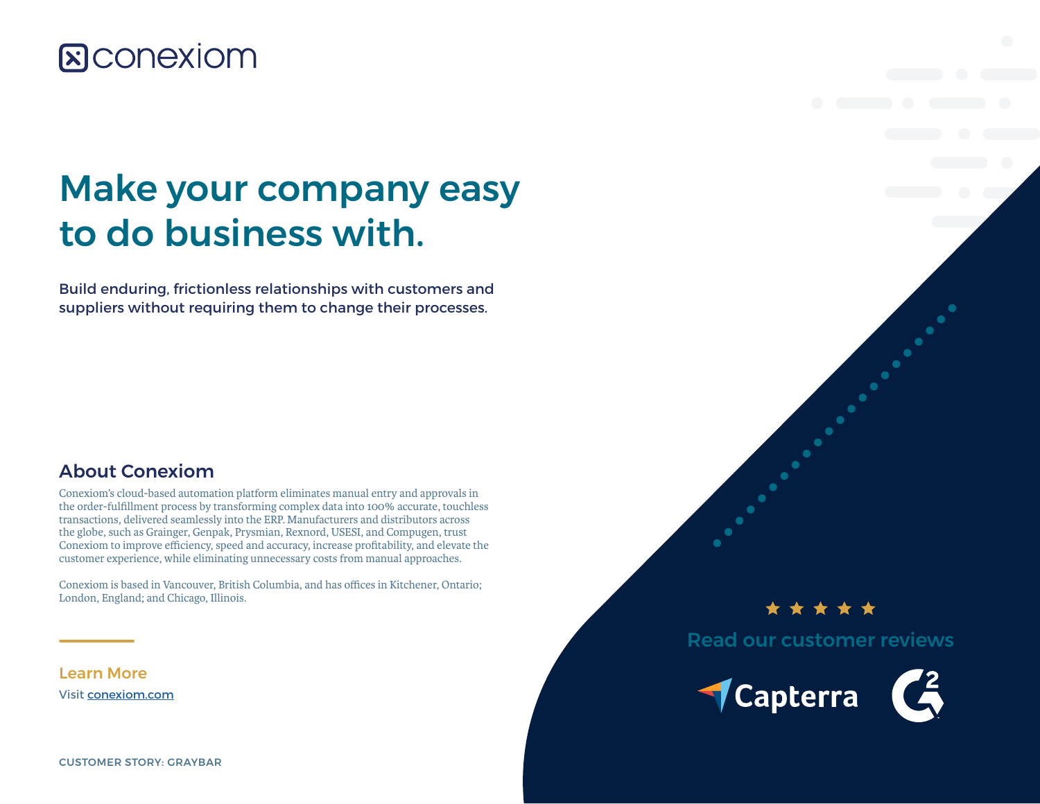conexiom

# Make your company easy to do business with.

Build enduring, frictionless relationships with customers and suppliers without requiring them to change their processes.

## About Conexiom

Conexiom's cloud-based automation platform eliminates manual entry and approvals in the order-fulfillment process by transforming complex data into 100% accurate, touchless transactions, delivered seamlessly into the ERP. Manufacturers and distributors across the globe, such as Grainger, Genpak, Prysmian, Rexnord, USESI, and Compugen, trust Conexiom to improve efficiency, speed and accuracy, increase profitability, and elevate the customer experience, while eliminating unnecessary costs from manual approaches.

Conexiom is based in Vancouver, British Columbia, and has offices in Kitchener, Ontario; London, England; and Chicago, Illinois.

### Learn More

Visit [conexiom.com](https://conexiom.com)

★ ★ ★ ★ ★

Read our customer reviews

Capterra

G2

CUSTOMER STORY: GRAYBAR